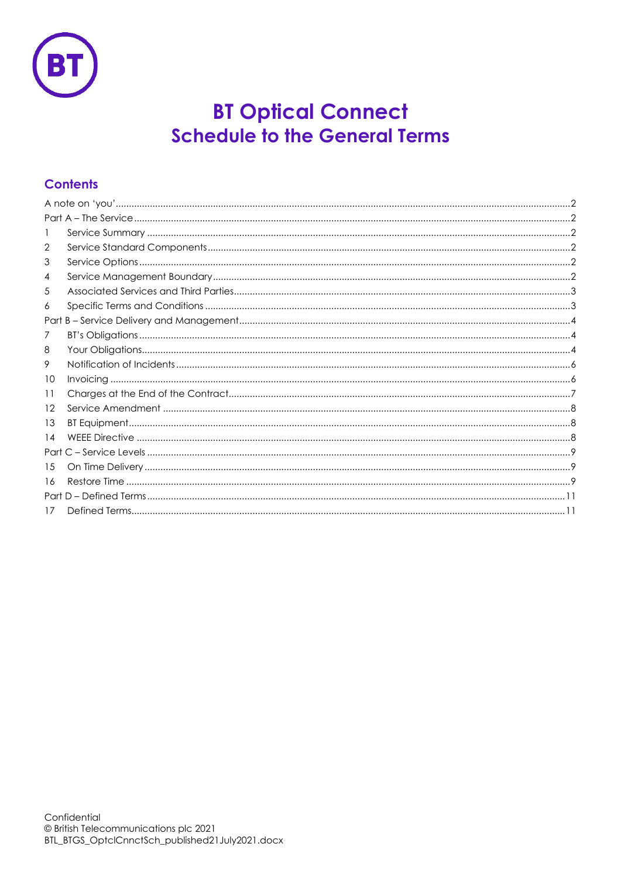# BT Optical Connect
## Schedule to the General Terms

### Contents

A note on 'you' .......... 2
Part A – The Service .......... 2
1 Service Summary .......... 2
2 Service Standard Components .......... 2
3 Service Options .......... 2
4 Service Management Boundary .......... 2
5 Associated Services and Third Parties .......... 3
6 Specific Terms and Conditions .......... 3
Part B – Service Delivery and Management .......... 4
7 BT's Obligations .......... 4
8 Your Obligations .......... 4
9 Notification of Incidents .......... 6
10 Invoicing .......... 6
11 Charges at the End of the Contract .......... 7
12 Service Amendment .......... 8
13 BT Equipment .......... 8
14 WEEE Directive .......... 8
Part C – Service Levels .......... 9
15 On Time Delivery .......... 9
16 Restore Time .......... 9
Part D – Defined Terms .......... 11
17 Defined Terms .......... 11

Confidential
© British Telecommunications plc 2021
BTL_BTGS_OptclCnnctSch_published21July2021.docx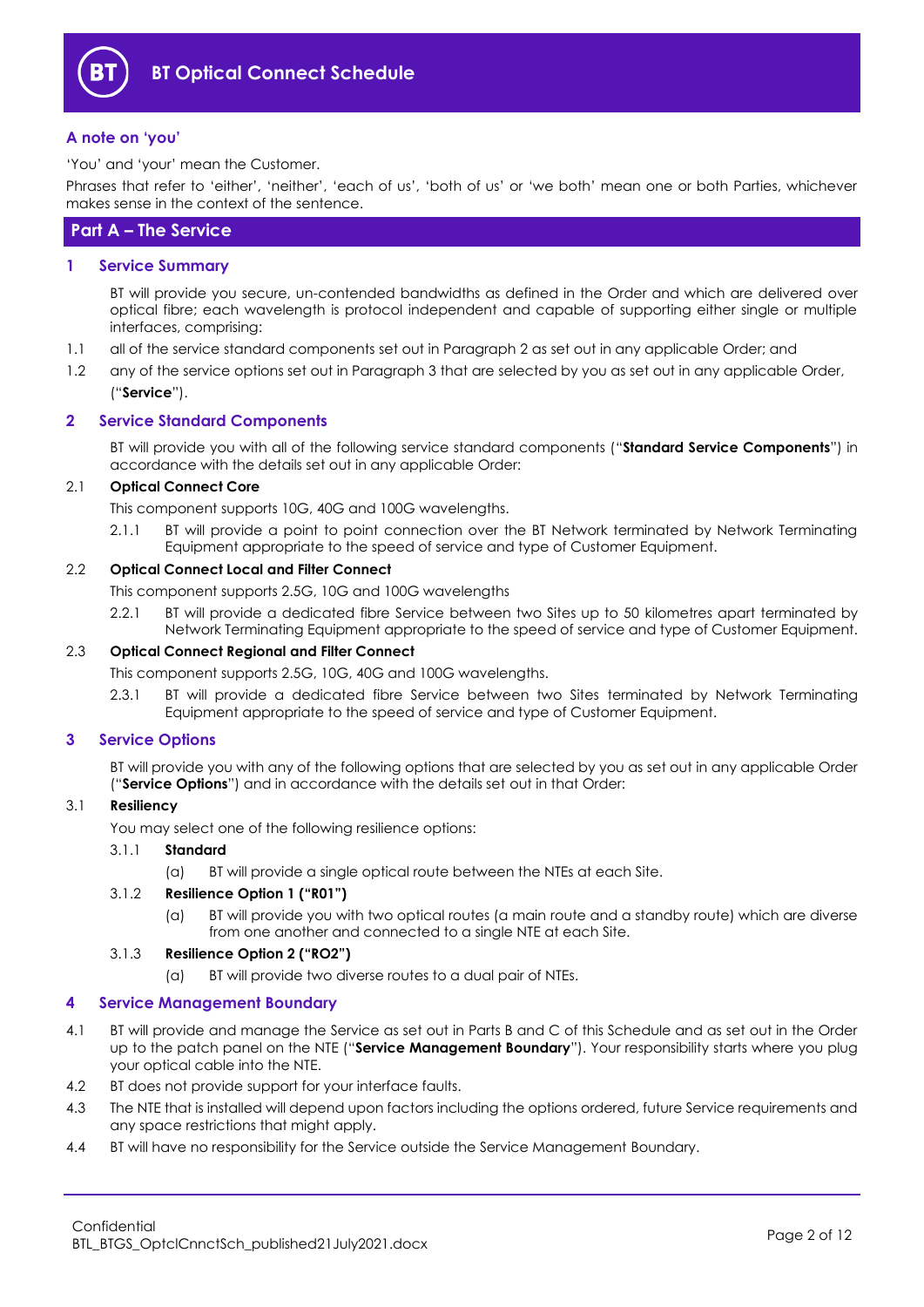# BT Optical Connect Schedule

### A note on 'you'

'You' and 'your' mean the Customer.

Phrases that refer to 'either', 'neither', 'each of us', 'both of us' or 'we both' mean one or both Parties, whichever makes sense in the context of the sentence.

## Part A – The Service

### 1 Service Summary

BT will provide you secure, un-contended bandwidths as defined in the Order and which are delivered over optical fibre; each wavelength is protocol independent and capable of supporting either single or multiple interfaces, comprising:

1.1 all of the service standard components set out in Paragraph 2 as set out in any applicable Order; and

1.2 any of the service options set out in Paragraph 3 that are selected by you as set out in any applicable Order,

("**Service**").

### 2 Service Standard Components

BT will provide you with all of the following service standard components ("**Standard Service Components**") in accordance with the details set out in any applicable Order:

2.1 **Optical Connect Core**

This component supports 10G, 40G and 100G wavelengths.

2.1.1 BT will provide a point to point connection over the BT Network terminated by Network Terminating Equipment appropriate to the speed of service and type of Customer Equipment.

2.2 **Optical Connect Local and Filter Connect**

This component supports 2.5G, 10G and 100G wavelengths

2.2.1 BT will provide a dedicated fibre Service between two Sites up to 50 kilometres apart terminated by Network Terminating Equipment appropriate to the speed of service and type of Customer Equipment.

2.3 **Optical Connect Regional and Filter Connect**

This component supports 2.5G, 10G, 40G and 100G wavelengths.

2.3.1 BT will provide a dedicated fibre Service between two Sites terminated by Network Terminating Equipment appropriate to the speed of service and type of Customer Equipment.

### 3 Service Options

BT will provide you with any of the following options that are selected by you as set out in any applicable Order ("**Service Options**") and in accordance with the details set out in that Order:

3.1 **Resiliency**

You may select one of the following resilience options:

3.1.1 **Standard**

(a) BT will provide a single optical route between the NTEs at each Site.

3.1.2 **Resilience Option 1 ("R01")**

(a) BT will provide you with two optical routes (a main route and a standby route) which are diverse from one another and connected to a single NTE at each Site.

3.1.3 **Resilience Option 2 ("RO2")**

(a) BT will provide two diverse routes to a dual pair of NTEs.

### 4 Service Management Boundary

4.1 BT will provide and manage the Service as set out in Parts B and C of this Schedule and as set out in the Order up to the patch panel on the NTE ("**Service Management Boundary**"). Your responsibility starts where you plug your optical cable into the NTE.

4.2 BT does not provide support for your interface faults.

4.3 The NTE that is installed will depend upon factors including the options ordered, future Service requirements and any space restrictions that might apply.

4.4 BT will have no responsibility for the Service outside the Service Management Boundary.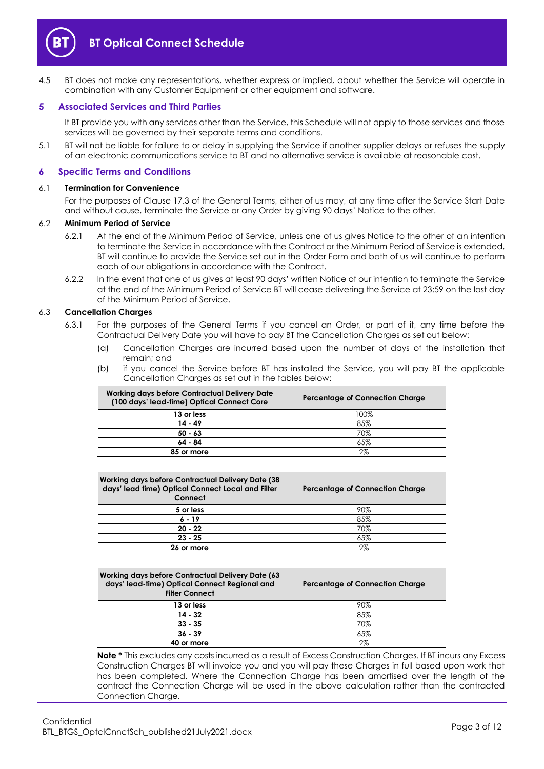4.5 BT does not make any representations, whether express or implied, about whether the Service will operate in combination with any Customer Equipment or other equipment and software.

## 5 Associated Services and Third Parties

If BT provide you with any services other than the Service, this Schedule will not apply to those services and those services will be governed by their separate terms and conditions.

5.1 BT will not be liable for failure to or delay in supplying the Service if another supplier delays or refuses the supply of an electronic communications service to BT and no alternative service is available at reasonable cost.

## 6 Specific Terms and Conditions

### 6.1 Termination for Convenience

For the purposes of Clause 17.3 of the General Terms, either of us may, at any time after the Service Start Date and without cause, terminate the Service or any Order by giving 90 days' Notice to the other.

### 6.2 Minimum Period of Service

6.2.1 At the end of the Minimum Period of Service, unless one of us gives Notice to the other of an intention to terminate the Service in accordance with the Contract or the Minimum Period of Service is extended, BT will continue to provide the Service set out in the Order Form and both of us will continue to perform each of our obligations in accordance with the Contract.

6.2.2 In the event that one of us gives at least 90 days' written Notice of our intention to terminate the Service at the end of the Minimum Period of Service BT will cease delivering the Service at 23:59 on the last day of the Minimum Period of Service.

### 6.3 Cancellation Charges

6.3.1 For the purposes of the General Terms if you cancel an Order, or part of it, any time before the Contractual Delivery Date you will have to pay BT the Cancellation Charges as set out below:

(a) Cancellation Charges are incurred based upon the number of days of the installation that remain; and

(b) if you cancel the Service before BT has installed the Service, you will pay BT the applicable Cancellation Charges as set out in the tables below:

| Working days before Contractual Delivery Date (100 days' lead-time) Optical Connect Core | Percentage of Connection Charge |
|---|---|
| **13 or less** | 100% |
| **14 - 49** | 85% |
| **50 - 63** | 70% |
| **64 - 84** | 65% |
| **85 or more** | 2% |

| Working days before Contractual Delivery Date (38 days' lead time) Optical Connect Local and Filter Connect | Percentage of Connection Charge |
|---|---|
| **5 or less** | 90% |
| **6 - 19** | 85% |
| **20 - 22** | 70% |
| **23 - 25** | 65% |
| **26 or more** | 2% |

| Working days before Contractual Delivery Date (63 days' lead-time) Optical Connect Regional and Filter Connect | Percentage of Connection Charge |
|---|---|
| **13 or less** | 90% |
| **14 - 32** | 85% |
| **33 - 35** | 70% |
| **36 - 39** | 65% |
| **40 or more** | 2% |

**Note *** This excludes any costs incurred as a result of Excess Construction Charges. If BT incurs any Excess Construction Charges BT will invoice you and you will pay these Charges in full based upon work that has been completed. Where the Connection Charge has been amortised over the length of the contract the Connection Charge will be used in the above calculation rather than the contracted Connection Charge.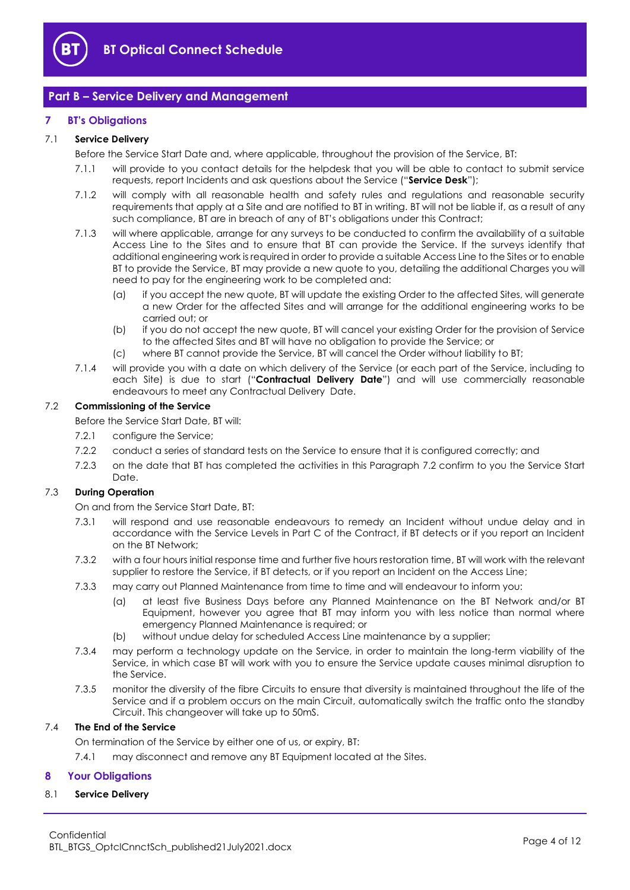## Part B – Service Delivery and Management

### 7 BT's Obligations

#### 7.1 Service Delivery

Before the Service Start Date and, where applicable, throughout the provision of the Service, BT:

7.1.1 will provide to you contact details for the helpdesk that you will be able to contact to submit service requests, report Incidents and ask questions about the Service ("**Service Desk**");

7.1.2 will comply with all reasonable health and safety rules and regulations and reasonable security requirements that apply at a Site and are notified to BT in writing. BT will not be liable if, as a result of any such compliance, BT are in breach of any of BT's obligations under this Contract;

7.1.3 will where applicable, arrange for any surveys to be conducted to confirm the availability of a suitable Access Line to the Sites and to ensure that BT can provide the Service. If the surveys identify that additional engineering work is required in order to provide a suitable Access Line to the Sites or to enable BT to provide the Service, BT may provide a new quote to you, detailing the additional Charges you will need to pay for the engineering work to be completed and:

(a) if you accept the new quote, BT will update the existing Order to the affected Sites, will generate a new Order for the affected Sites and will arrange for the additional engineering works to be carried out; or

(b) if you do not accept the new quote, BT will cancel your existing Order for the provision of Service to the affected Sites and BT will have no obligation to provide the Service; or

(c) where BT cannot provide the Service, BT will cancel the Order without liability to BT;

7.1.4 will provide you with a date on which delivery of the Service (or each part of the Service, including to each Site) is due to start ("**Contractual Delivery Date**") and will use commercially reasonable endeavours to meet any Contractual Delivery Date.

#### 7.2 Commissioning of the Service

Before the Service Start Date, BT will:

7.2.1 configure the Service;

7.2.2 conduct a series of standard tests on the Service to ensure that it is configured correctly; and

7.2.3 on the date that BT has completed the activities in this Paragraph 7.2 confirm to you the Service Start Date.

#### 7.3 During Operation

On and from the Service Start Date, BT:

7.3.1 will respond and use reasonable endeavours to remedy an Incident without undue delay and in accordance with the Service Levels in Part C of the Contract, if BT detects or if you report an Incident on the BT Network;

7.3.2 with a four hours initial response time and further five hours restoration time, BT will work with the relevant supplier to restore the Service, if BT detects, or if you report an Incident on the Access Line;

7.3.3 may carry out Planned Maintenance from time to time and will endeavour to inform you:

(a) at least five Business Days before any Planned Maintenance on the BT Network and/or BT Equipment, however you agree that BT may inform you with less notice than normal where emergency Planned Maintenance is required; or

(b) without undue delay for scheduled Access Line maintenance by a supplier;

7.3.4 may perform a technology update on the Service, in order to maintain the long-term viability of the Service, in which case BT will work with you to ensure the Service update causes minimal disruption to the Service.

7.3.5 monitor the diversity of the fibre Circuits to ensure that diversity is maintained throughout the life of the Service and if a problem occurs on the main Circuit, automatically switch the traffic onto the standby Circuit. This changeover will take up to 50mS.

#### 7.4 The End of the Service

On termination of the Service by either one of us, or expiry, BT:

7.4.1 may disconnect and remove any BT Equipment located at the Sites.

### 8 Your Obligations

#### 8.1 Service Delivery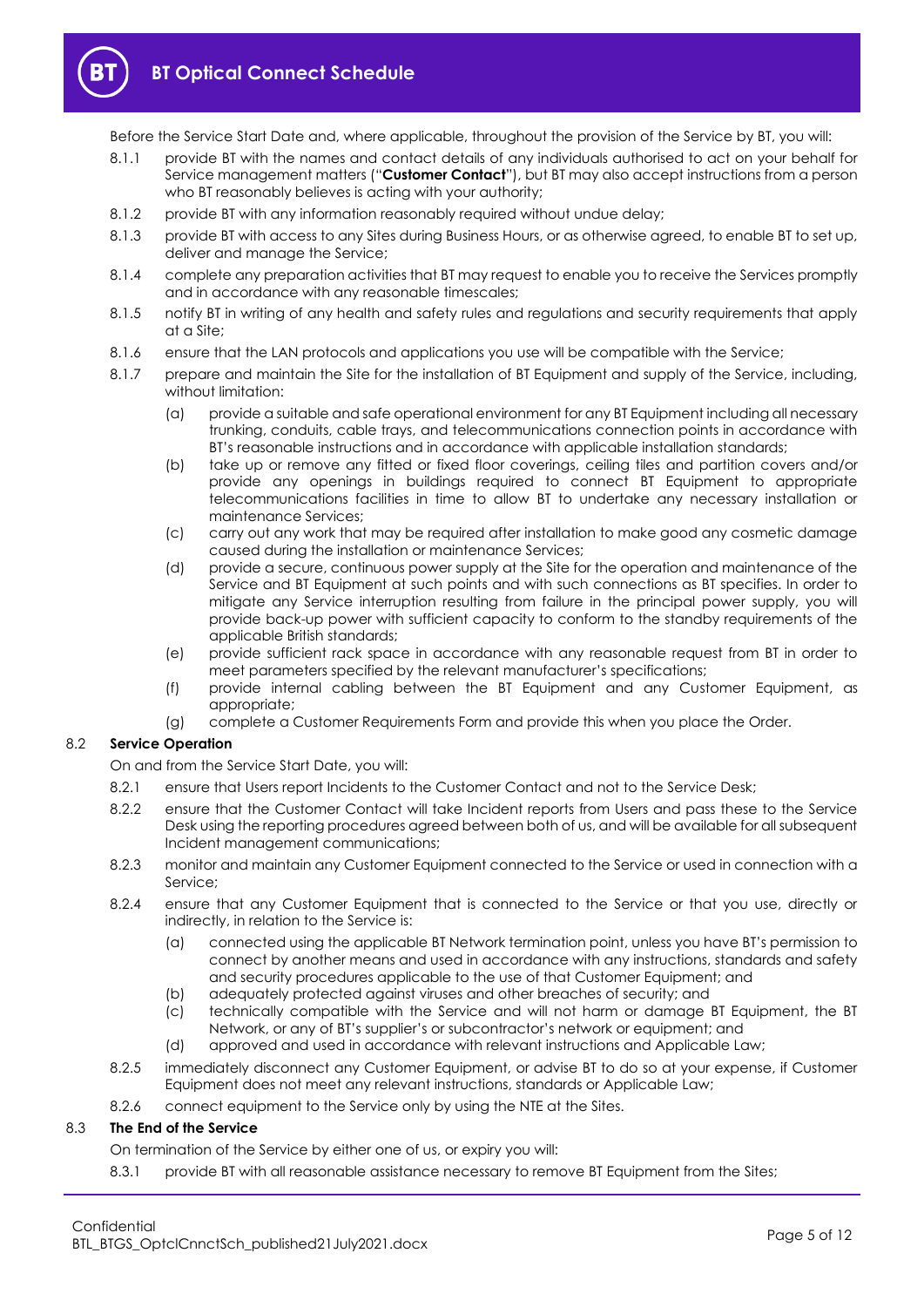Before the Service Start Date and, where applicable, throughout the provision of the Service by BT, you will:

8.1.1 provide BT with the names and contact details of any individuals authorised to act on your behalf for Service management matters ("**Customer Contact**"), but BT may also accept instructions from a person who BT reasonably believes is acting with your authority;

8.1.2 provide BT with any information reasonably required without undue delay;

8.1.3 provide BT with access to any Sites during Business Hours, or as otherwise agreed, to enable BT to set up, deliver and manage the Service;

8.1.4 complete any preparation activities that BT may request to enable you to receive the Services promptly and in accordance with any reasonable timescales;

8.1.5 notify BT in writing of any health and safety rules and regulations and security requirements that apply at a Site;

8.1.6 ensure that the LAN protocols and applications you use will be compatible with the Service;

8.1.7 prepare and maintain the Site for the installation of BT Equipment and supply of the Service, including, without limitation:

(a) provide a suitable and safe operational environment for any BT Equipment including all necessary trunking, conduits, cable trays, and telecommunications connection points in accordance with BT's reasonable instructions and in accordance with applicable installation standards;

(b) take up or remove any fitted or fixed floor coverings, ceiling tiles and partition covers and/or provide any openings in buildings required to connect BT Equipment to appropriate telecommunications facilities in time to allow BT to undertake any necessary installation or maintenance Services;

(c) carry out any work that may be required after installation to make good any cosmetic damage caused during the installation or maintenance Services;

(d) provide a secure, continuous power supply at the Site for the operation and maintenance of the Service and BT Equipment at such points and with such connections as BT specifies. In order to mitigate any Service interruption resulting from failure in the principal power supply, you will provide back-up power with sufficient capacity to conform to the standby requirements of the applicable British standards;

(e) provide sufficient rack space in accordance with any reasonable request from BT in order to meet parameters specified by the relevant manufacturer's specifications;

(f) provide internal cabling between the BT Equipment and any Customer Equipment, as appropriate;

(g) complete a Customer Requirements Form and provide this when you place the Order.

## 8.2 Service Operation

On and from the Service Start Date, you will:

8.2.1 ensure that Users report Incidents to the Customer Contact and not to the Service Desk;

8.2.2 ensure that the Customer Contact will take Incident reports from Users and pass these to the Service Desk using the reporting procedures agreed between both of us, and will be available for all subsequent Incident management communications;

8.2.3 monitor and maintain any Customer Equipment connected to the Service or used in connection with a Service;

8.2.4 ensure that any Customer Equipment that is connected to the Service or that you use, directly or indirectly, in relation to the Service is:

(a) connected using the applicable BT Network termination point, unless you have BT's permission to connect by another means and used in accordance with any instructions, standards and safety and security procedures applicable to the use of that Customer Equipment; and

(b) adequately protected against viruses and other breaches of security; and

(c) technically compatible with the Service and will not harm or damage BT Equipment, the BT Network, or any of BT's supplier's or subcontractor's network or equipment; and

(d) approved and used in accordance with relevant instructions and Applicable Law;

8.2.5 immediately disconnect any Customer Equipment, or advise BT to do so at your expense, if Customer Equipment does not meet any relevant instructions, standards or Applicable Law;

8.2.6 connect equipment to the Service only by using the NTE at the Sites.

## 8.3 The End of the Service

On termination of the Service by either one of us, or expiry you will:

8.3.1 provide BT with all reasonable assistance necessary to remove BT Equipment from the Sites;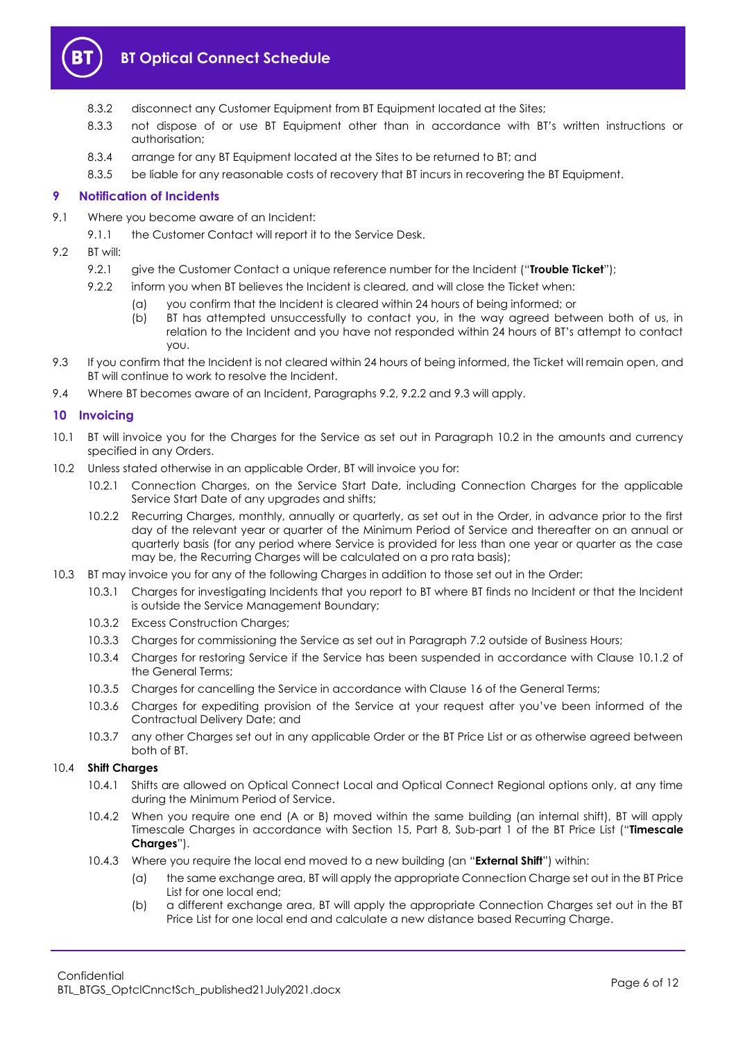8.3.2 disconnect any Customer Equipment from BT Equipment located at the Sites;

8.3.3 not dispose of or use BT Equipment other than in accordance with BT's written instructions or authorisation;

8.3.4 arrange for any BT Equipment located at the Sites to be returned to BT; and

8.3.5 be liable for any reasonable costs of recovery that BT incurs in recovering the BT Equipment.

## 9 Notification of Incidents

9.1 Where you become aware of an Incident:

9.1.1 the Customer Contact will report it to the Service Desk.

9.2 BT will:

9.2.1 give the Customer Contact a unique reference number for the Incident ("**Trouble Ticket**");

9.2.2 inform you when BT believes the Incident is cleared, and will close the Ticket when:

(a) you confirm that the Incident is cleared within 24 hours of being informed; or

(b) BT has attempted unsuccessfully to contact you, in the way agreed between both of us, in relation to the Incident and you have not responded within 24 hours of BT's attempt to contact you.

9.3 If you confirm that the Incident is not cleared within 24 hours of being informed, the Ticket will remain open, and BT will continue to work to resolve the Incident.

9.4 Where BT becomes aware of an Incident, Paragraphs 9.2, 9.2.2 and 9.3 will apply.

## 10 Invoicing

10.1 BT will invoice you for the Charges for the Service as set out in Paragraph 10.2 in the amounts and currency specified in any Orders.

10.2 Unless stated otherwise in an applicable Order, BT will invoice you for:

10.2.1 Connection Charges, on the Service Start Date, including Connection Charges for the applicable Service Start Date of any upgrades and shifts;

10.2.2 Recurring Charges, monthly, annually or quarterly, as set out in the Order, in advance prior to the first day of the relevant year or quarter of the Minimum Period of Service and thereafter on an annual or quarterly basis (for any period where Service is provided for less than one year or quarter as the case may be, the Recurring Charges will be calculated on a pro rata basis);

10.3 BT may invoice you for any of the following Charges in addition to those set out in the Order:

10.3.1 Charges for investigating Incidents that you report to BT where BT finds no Incident or that the Incident is outside the Service Management Boundary;

10.3.2 Excess Construction Charges;

10.3.3 Charges for commissioning the Service as set out in Paragraph 7.2 outside of Business Hours;

10.3.4 Charges for restoring Service if the Service has been suspended in accordance with Clause 10.1.2 of the General Terms;

10.3.5 Charges for cancelling the Service in accordance with Clause 16 of the General Terms;

10.3.6 Charges for expediting provision of the Service at your request after you've been informed of the Contractual Delivery Date; and

10.3.7 any other Charges set out in any applicable Order or the BT Price List or as otherwise agreed between both of BT.

10.4 **Shift Charges**

10.4.1 Shifts are allowed on Optical Connect Local and Optical Connect Regional options only, at any time during the Minimum Period of Service.

10.4.2 When you require one end (A or B) moved within the same building (an internal shift), BT will apply Timescale Charges in accordance with Section 15, Part 8, Sub-part 1 of the BT Price List ("**Timescale Charges**").

10.4.3 Where you require the local end moved to a new building (an "**External Shift**") within:

(a) the same exchange area, BT will apply the appropriate Connection Charge set out in the BT Price List for one local end;

(b) a different exchange area, BT will apply the appropriate Connection Charges set out in the BT Price List for one local end and calculate a new distance based Recurring Charge.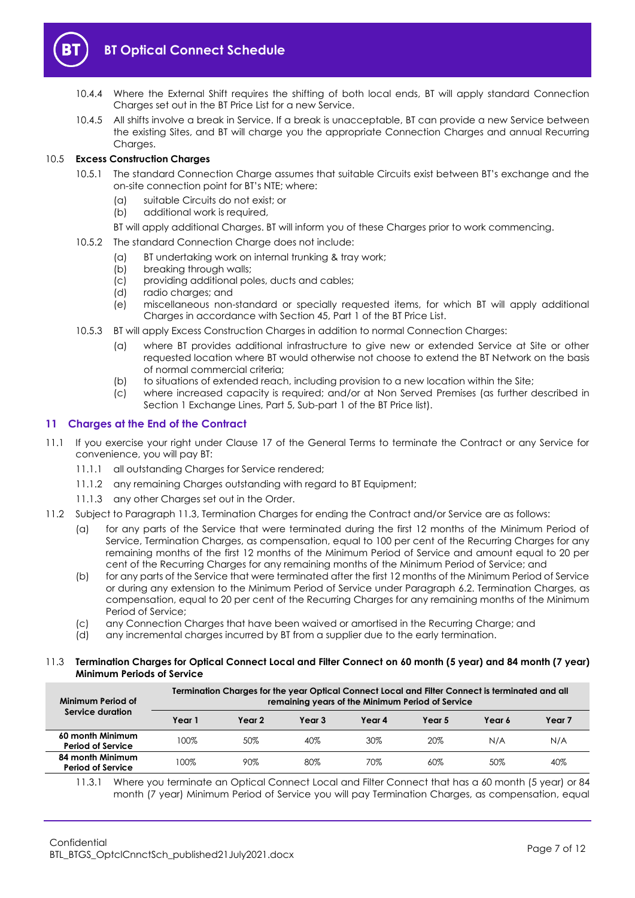10.4.4 Where the External Shift requires the shifting of both local ends, BT will apply standard Connection Charges set out in the BT Price List for a new Service.

10.4.5 All shifts involve a break in Service. If a break is unacceptable, BT can provide a new Service between the existing Sites, and BT will charge you the appropriate Connection Charges and annual Recurring Charges.

10.5 **Excess Construction Charges**

10.5.1 The standard Connection Charge assumes that suitable Circuits exist between BT's exchange and the on-site connection point for BT's NTE; where:

(a) suitable Circuits do not exist; or

(b) additional work is required,

BT will apply additional Charges. BT will inform you of these Charges prior to work commencing.

10.5.2 The standard Connection Charge does not include:

(a) BT undertaking work on internal trunking & tray work;

(b) breaking through walls;

(c) providing additional poles, ducts and cables;

(d) radio charges; and

(e) miscellaneous non-standard or specially requested items, for which BT will apply additional Charges in accordance with Section 45, Part 1 of the BT Price List.

10.5.3 BT will apply Excess Construction Charges in addition to normal Connection Charges:

(a) where BT provides additional infrastructure to give new or extended Service at Site or other requested location where BT would otherwise not choose to extend the BT Network on the basis of normal commercial criteria;

(b) to situations of extended reach, including provision to a new location within the Site;

(c) where increased capacity is required; and/or at Non Served Premises (as further described in Section 1 Exchange Lines, Part 5, Sub-part 1 of the BT Price list).

## 11 Charges at the End of the Contract

11.1 If you exercise your right under Clause 17 of the General Terms to terminate the Contract or any Service for convenience, you will pay BT:

11.1.1 all outstanding Charges for Service rendered;

11.1.2 any remaining Charges outstanding with regard to BT Equipment;

11.1.3 any other Charges set out in the Order.

11.2 Subject to Paragraph 11.3, Termination Charges for ending the Contract and/or Service are as follows:

(a) for any parts of the Service that were terminated during the first 12 months of the Minimum Period of Service, Termination Charges, as compensation, equal to 100 per cent of the Recurring Charges for any remaining months of the first 12 months of the Minimum Period of Service and amount equal to 20 per cent of the Recurring Charges for any remaining months of the Minimum Period of Service; and

(b) for any parts of the Service that were terminated after the first 12 months of the Minimum Period of Service or during any extension to the Minimum Period of Service under Paragraph 6.2. Termination Charges, as compensation, equal to 20 per cent of the Recurring Charges for any remaining months of the Minimum Period of Service;

(c) any Connection Charges that have been waived or amortised in the Recurring Charge; and

(d) any incremental charges incurred by BT from a supplier due to the early termination.

11.3 **Termination Charges for Optical Connect Local and Filter Connect on 60 month (5 year) and 84 month (7 year) Minimum Periods of Service**

| Minimum Period of Service duration | Termination Charges for the year Optical Connect Local and Filter Connect is terminated and all remaining years of the Minimum Period of Service | | | | | | |
|---|---|---|---|---|---|---|---|
| | Year 1 | Year 2 | Year 3 | Year 4 | Year 5 | Year 6 | Year 7 |
| **60 month Minimum Period of Service** | 100% | 50% | 40% | 30% | 20% | N/A | N/A |
| **84 month Minimum Period of Service** | 100% | 90% | 80% | 70% | 60% | 50% | 40% |

11.3.1 Where you terminate an Optical Connect Local and Filter Connect that has a 60 month (5 year) or 84 month (7 year) Minimum Period of Service you will pay Termination Charges, as compensation, equal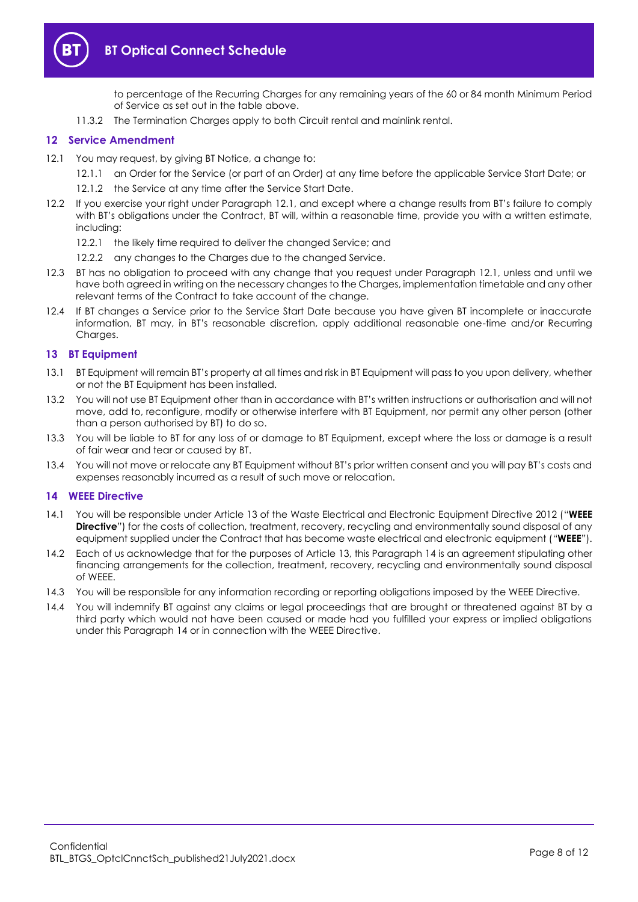to percentage of the Recurring Charges for any remaining years of the 60 or 84 month Minimum Period of Service as set out in the table above.

11.3.2 The Termination Charges apply to both Circuit rental and mainlink rental.

## 12 Service Amendment

12.1 You may request, by giving BT Notice, a change to:

12.1.1 an Order for the Service (or part of an Order) at any time before the applicable Service Start Date; or

12.1.2 the Service at any time after the Service Start Date.

12.2 If you exercise your right under Paragraph 12.1, and except where a change results from BT's failure to comply with BT's obligations under the Contract, BT will, within a reasonable time, provide you with a written estimate, including:

12.2.1 the likely time required to deliver the changed Service; and

12.2.2 any changes to the Charges due to the changed Service.

12.3 BT has no obligation to proceed with any change that you request under Paragraph 12.1, unless and until we have both agreed in writing on the necessary changes to the Charges, implementation timetable and any other relevant terms of the Contract to take account of the change.

12.4 If BT changes a Service prior to the Service Start Date because you have given BT incomplete or inaccurate information, BT may, in BT's reasonable discretion, apply additional reasonable one-time and/or Recurring Charges.

## 13 BT Equipment

13.1 BT Equipment will remain BT's property at all times and risk in BT Equipment will pass to you upon delivery, whether or not the BT Equipment has been installed.

13.2 You will not use BT Equipment other than in accordance with BT's written instructions or authorisation and will not move, add to, reconfigure, modify or otherwise interfere with BT Equipment, nor permit any other person (other than a person authorised by BT) to do so.

13.3 You will be liable to BT for any loss of or damage to BT Equipment, except where the loss or damage is a result of fair wear and tear or caused by BT.

13.4 You will not move or relocate any BT Equipment without BT's prior written consent and you will pay BT's costs and expenses reasonably incurred as a result of such move or relocation.

## 14 WEEE Directive

14.1 You will be responsible under Article 13 of the Waste Electrical and Electronic Equipment Directive 2012 ("**WEEE Directive**") for the costs of collection, treatment, recovery, recycling and environmentally sound disposal of any equipment supplied under the Contract that has become waste electrical and electronic equipment ("**WEEE**").

14.2 Each of us acknowledge that for the purposes of Article 13, this Paragraph 14 is an agreement stipulating other financing arrangements for the collection, treatment, recovery, recycling and environmentally sound disposal of WEEE.

14.3 You will be responsible for any information recording or reporting obligations imposed by the WEEE Directive.

14.4 You will indemnify BT against any claims or legal proceedings that are brought or threatened against BT by a third party which would not have been caused or made had you fulfilled your express or implied obligations under this Paragraph 14 or in connection with the WEEE Directive.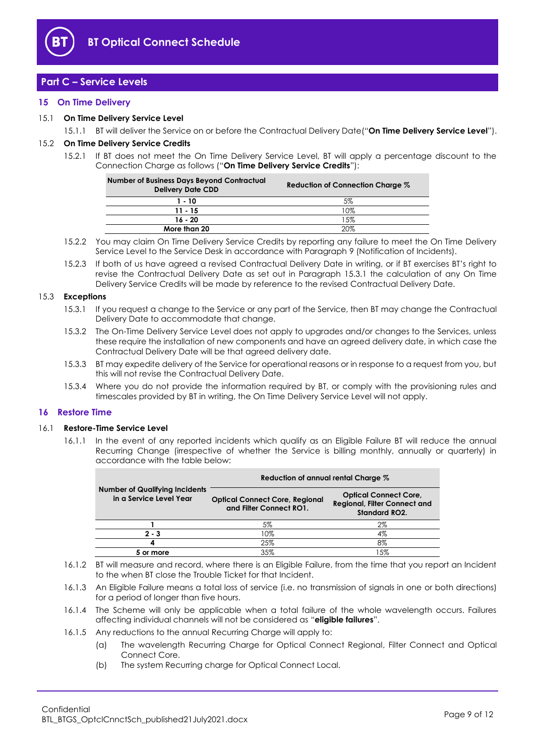## Part C – Service Levels

### 15 On Time Delivery

15.1 **On Time Delivery Service Level**

15.1.1 BT will deliver the Service on or before the Contractual Delivery Date("**On Time Delivery Service Level**").

15.2 **On Time Delivery Service Credits**

15.2.1 If BT does not meet the On Time Delivery Service Level, BT will apply a percentage discount to the Connection Charge as follows ("**On Time Delivery Service Credits**"):

| Number of Business Days Beyond Contractual Delivery Date CDD | Reduction of Connection Charge % |
|---|---|
| **1 - 10** | 5% |
| **11 - 15** | 10% |
| **16 - 20** | 15% |
| **More than 20** | 20% |

15.2.2 You may claim On Time Delivery Service Credits by reporting any failure to meet the On Time Delivery Service Level to the Service Desk in accordance with Paragraph 9 (Notification of Incidents).

15.2.3 If both of us have agreed a revised Contractual Delivery Date in writing, or if BT exercises BT's right to revise the Contractual Delivery Date as set out in Paragraph 15.3.1 the calculation of any On Time Delivery Service Credits will be made by reference to the revised Contractual Delivery Date.

15.3 **Exceptions**

15.3.1 If you request a change to the Service or any part of the Service, then BT may change the Contractual Delivery Date to accommodate that change.

15.3.2 The On-Time Delivery Service Level does not apply to upgrades and/or changes to the Services, unless these require the installation of new components and have an agreed delivery date, in which case the Contractual Delivery Date will be that agreed delivery date.

15.3.3 BT may expedite delivery of the Service for operational reasons or in response to a request from you, but this will not revise the Contractual Delivery Date.

15.3.4 Where you do not provide the information required by BT, or comply with the provisioning rules and timescales provided by BT in writing, the On Time Delivery Service Level will not apply.

### 16 Restore Time

16.1 **Restore-Time Service Level**

16.1.1 In the event of any reported incidents which qualify as an Eligible Failure BT will reduce the annual Recurring Change (irrespective of whether the Service is billing monthly, annually or quarterly) in accordance with the table below:

| Number of Qualifying Incidents in a Service Level Year | Reduction of annual rental Charge % | |
|---|---|---|
| | Optical Connect Core, Regional and Filter Connect RO1. | Optical Connect Core, Regional, Filter Connect and Standard RO2. |
| **1** | 5% | 2% |
| **2 - 3** | 10% | 4% |
| **4** | 25% | 8% |
| **5 or more** | 35% | 15% |

16.1.2 BT will measure and record, where there is an Eligible Failure, from the time that you report an Incident to the when BT close the Trouble Ticket for that Incident.

16.1.3 An Eligible Failure means a total loss of service (i.e. no transmission of signals in one or both directions) for a period of longer than five hours.

16.1.4 The Scheme will only be applicable when a total failure of the whole wavelength occurs. Failures affecting individual channels will not be considered as "**eligible failures**".

16.1.5 Any reductions to the annual Recurring Charge will apply to:

(a) The wavelength Recurring Charge for Optical Connect Regional, Filter Connect and Optical Connect Core.

(b) The system Recurring charge for Optical Connect Local.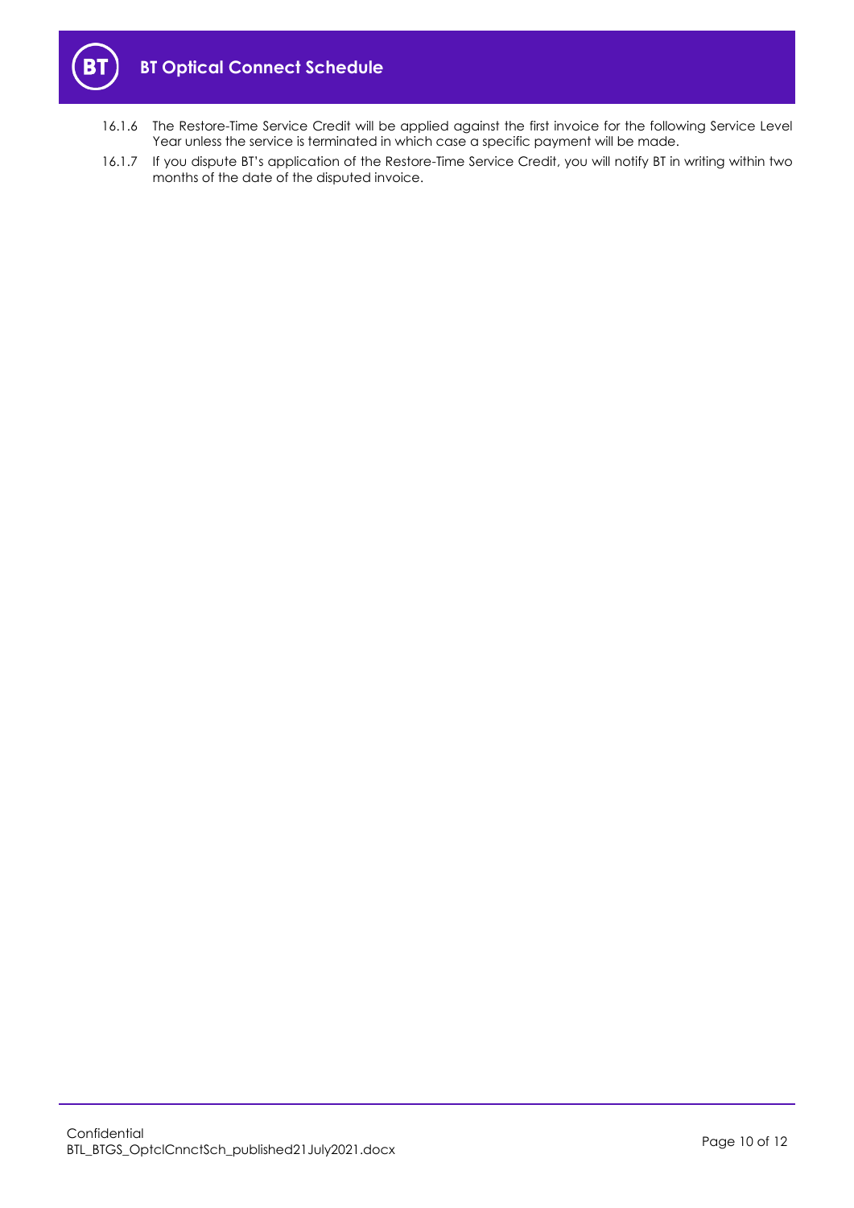16.1.6 The Restore-Time Service Credit will be applied against the first invoice for the following Service Level Year unless the service is terminated in which case a specific payment will be made.

16.1.7 If you dispute BT's application of the Restore-Time Service Credit, you will notify BT in writing within two months of the date of the disputed invoice.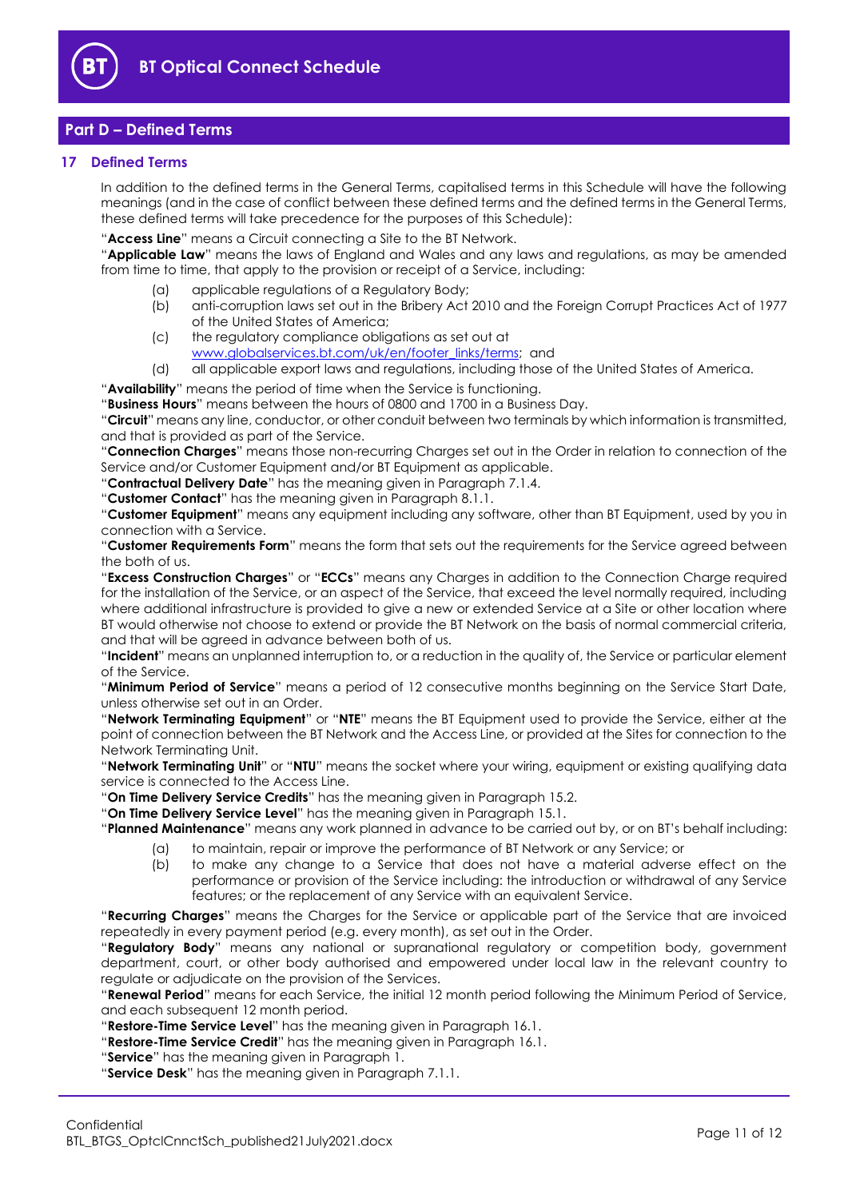## Part D – Defined Terms

### 17 Defined Terms

In addition to the defined terms in the General Terms, capitalised terms in this Schedule will have the following meanings (and in the case of conflict between these defined terms and the defined terms in the General Terms, these defined terms will take precedence for the purposes of this Schedule):

"**Access Line**" means a Circuit connecting a Site to the BT Network.

"**Applicable Law**" means the laws of England and Wales and any laws and regulations, as may be amended from time to time, that apply to the provision or receipt of a Service, including:

(a) applicable regulations of a Regulatory Body;

(b) anti-corruption laws set out in the Bribery Act 2010 and the Foreign Corrupt Practices Act of 1977 of the United States of America;

(c) the regulatory compliance obligations as set out at www.globalservices.bt.com/uk/en/footer_links/terms; and

(d) all applicable export laws and regulations, including those of the United States of America.

"**Availability**" means the period of time when the Service is functioning.

"**Business Hours**" means between the hours of 0800 and 1700 in a Business Day.

"**Circuit**" means any line, conductor, or other conduit between two terminals by which information is transmitted, and that is provided as part of the Service.

"**Connection Charges**" means those non-recurring Charges set out in the Order in relation to connection of the Service and/or Customer Equipment and/or BT Equipment as applicable.

"**Contractual Delivery Date**" has the meaning given in Paragraph 7.1.4.

"**Customer Contact**" has the meaning given in Paragraph 8.1.1.

"**Customer Equipment**" means any equipment including any software, other than BT Equipment, used by you in connection with a Service.

"**Customer Requirements Form**" means the form that sets out the requirements for the Service agreed between the both of us.

"**Excess Construction Charges**" or "**ECCs**" means any Charges in addition to the Connection Charge required for the installation of the Service, or an aspect of the Service, that exceed the level normally required, including where additional infrastructure is provided to give a new or extended Service at a Site or other location where BT would otherwise not choose to extend or provide the BT Network on the basis of normal commercial criteria, and that will be agreed in advance between both of us.

"**Incident**" means an unplanned interruption to, or a reduction in the quality of, the Service or particular element of the Service.

"**Minimum Period of Service**" means a period of 12 consecutive months beginning on the Service Start Date, unless otherwise set out in an Order.

"**Network Terminating Equipment**" or "**NTE**" means the BT Equipment used to provide the Service, either at the point of connection between the BT Network and the Access Line, or provided at the Sites for connection to the Network Terminating Unit.

"**Network Terminating Unit**" or "**NTU**" means the socket where your wiring, equipment or existing qualifying data service is connected to the Access Line.

"**On Time Delivery Service Credits**" has the meaning given in Paragraph 15.2.

"**On Time Delivery Service Level**" has the meaning given in Paragraph 15.1.

"**Planned Maintenance**" means any work planned in advance to be carried out by, or on BT's behalf including:

(a) to maintain, repair or improve the performance of BT Network or any Service; or

(b) to make any change to a Service that does not have a material adverse effect on the performance or provision of the Service including: the introduction or withdrawal of any Service features; or the replacement of any Service with an equivalent Service.

"**Recurring Charges**" means the Charges for the Service or applicable part of the Service that are invoiced repeatedly in every payment period (e.g. every month), as set out in the Order.

"**Regulatory Body**" means any national or supranational regulatory or competition body, government department, court, or other body authorised and empowered under local law in the relevant country to regulate or adjudicate on the provision of the Services.

"**Renewal Period**" means for each Service, the initial 12 month period following the Minimum Period of Service, and each subsequent 12 month period.

"**Restore-Time Service Level**" has the meaning given in Paragraph 16.1.

"**Restore-Time Service Credit**" has the meaning given in Paragraph 16.1.

"**Service**" has the meaning given in Paragraph 1.

"**Service Desk**" has the meaning given in Paragraph 7.1.1.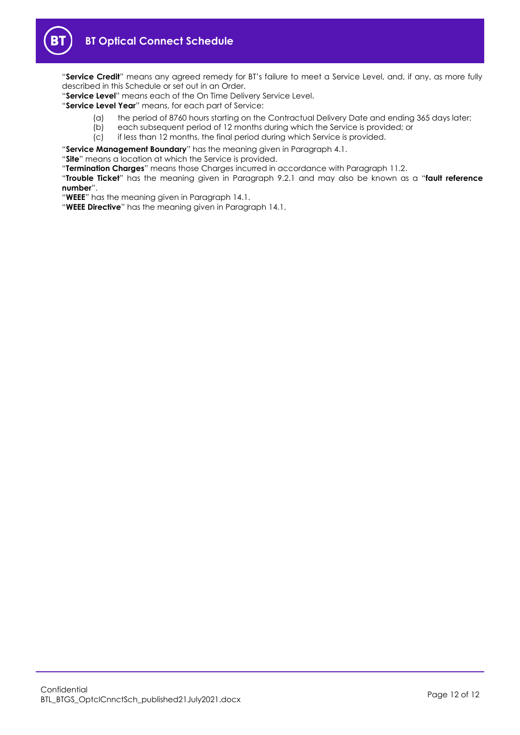"**Service Credit**" means any agreed remedy for BT's failure to meet a Service Level, and, if any, as more fully described in this Schedule or set out in an Order.

"**Service Level**" means each of the On Time Delivery Service Level.

"**Service Level Year**" means, for each part of Service:

(a) the period of 8760 hours starting on the Contractual Delivery Date and ending 365 days later;

(b) each subsequent period of 12 months during which the Service is provided; or

(c) if less than 12 months, the final period during which Service is provided.

"**Service Management Boundary**" has the meaning given in Paragraph 4.1.

"**Site**" means a location at which the Service is provided.

"**Termination Charges**" means those Charges incurred in accordance with Paragraph 11.2.

"**Trouble Ticket**" has the meaning given in Paragraph 9.2.1 and may also be known as a "**fault reference number**".

"**WEEE**" has the meaning given in Paragraph 14.1.

"**WEEE Directive**" has the meaning given in Paragraph 14.1.